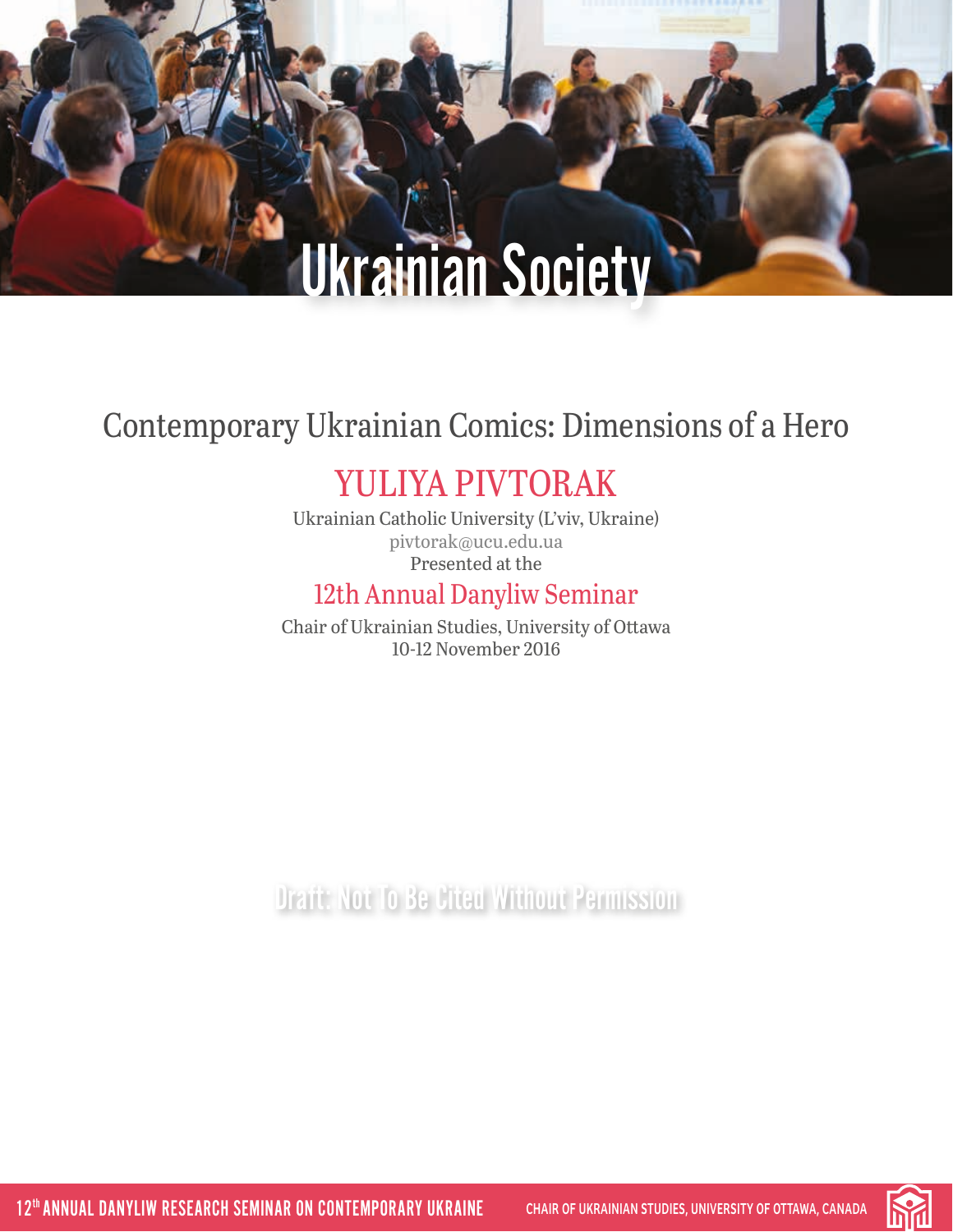# Ukrainian Society

## Contemporary Ukrainian Comics: Dimensions of a Hero

### YULIYA PIVTORAK

Ukrainian Catholic University (L'viv, Ukraine)
pivtorak@ucu.edu.ua
Presented at the

### 12th Annual Danyliw Seminar

Chair of Ukrainian Studies, University of Ottawa
10-12 November 2016

Draft: Not To Be Cited Without Permission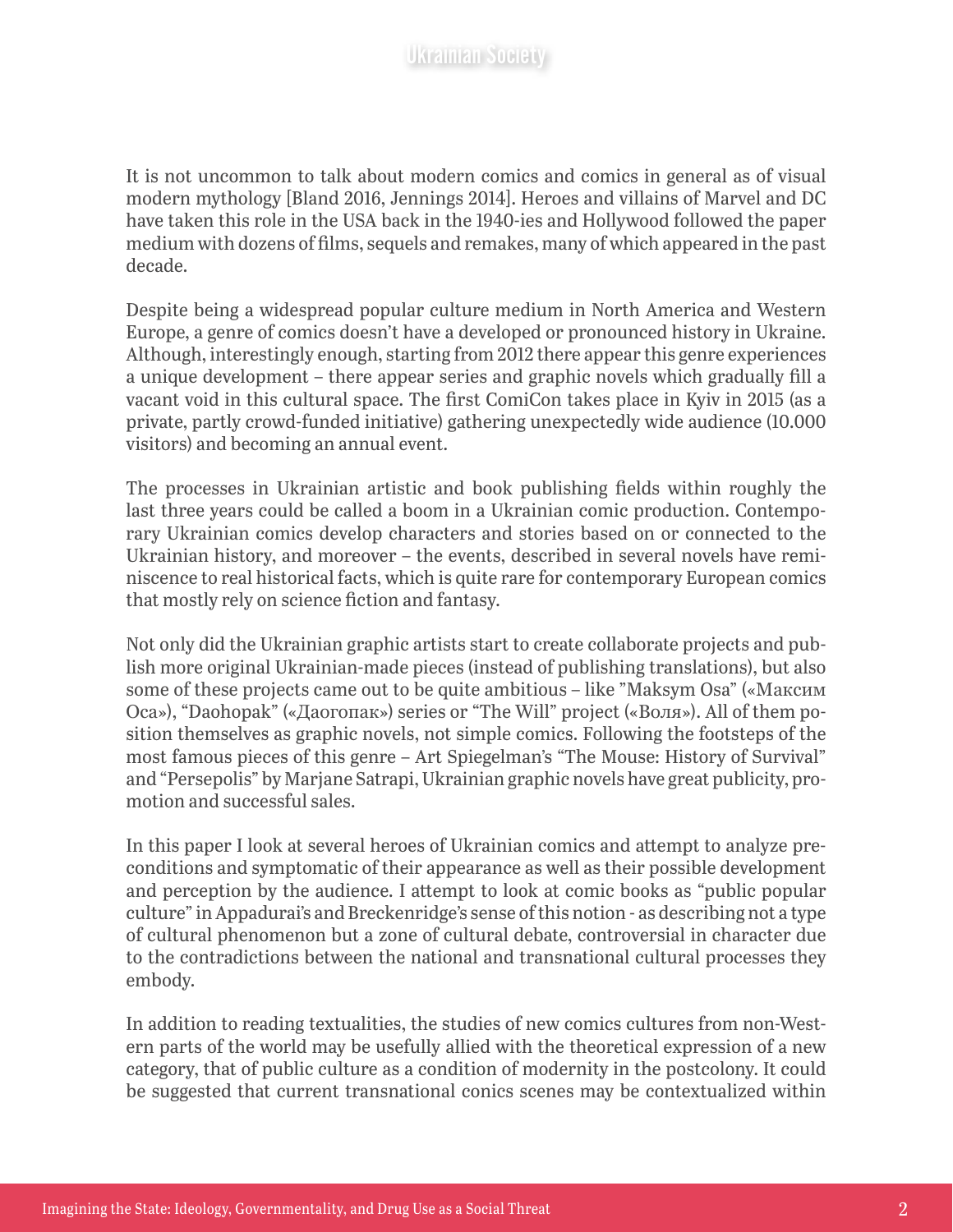It is not uncommon to talk about modern comics and comics in general as of visual modern mythology [Bland 2016, Jennings 2014]. Heroes and villains of Marvel and DC have taken this role in the USA back in the 1940-ies and Hollywood followed the paper medium with dozens of films, sequels and remakes, many of which appeared in the past decade.

Despite being a widespread popular culture medium in North America and Western Europe, a genre of comics doesn't have a developed or pronounced history in Ukraine. Although, interestingly enough, starting from 2012 there appear this genre experiences a unique development – there appear series and graphic novels which gradually fill a vacant void in this cultural space. The first ComiCon takes place in Kyiv in 2015 (as a private, partly crowd-funded initiative) gathering unexpectedly wide audience (10.000 visitors) and becoming an annual event.

The processes in Ukrainian artistic and book publishing fields within roughly the last three years could be called a boom in a Ukrainian comic production. Contemporary Ukrainian comics develop characters and stories based on or connected to the Ukrainian history, and moreover – the events, described in several novels have reminiscence to real historical facts, which is quite rare for contemporary European comics that mostly rely on science fiction and fantasy.

Not only did the Ukrainian graphic artists start to create collaborate projects and publish more original Ukrainian-made pieces (instead of publishing translations), but also some of these projects came out to be quite ambitious – like "Maksym Osa" («Максим Оса»), "Daohopak" («Даогопак») series or "The Will" project («Воля»). All of them position themselves as graphic novels, not simple comics. Following the footsteps of the most famous pieces of this genre – Art Spiegelman's "The Mouse: History of Survival" and "Persepolis" by Marjane Satrapi, Ukrainian graphic novels have great publicity, promotion and successful sales.

In this paper I look at several heroes of Ukrainian comics and attempt to analyze preconditions and symptomatic of their appearance as well as their possible development and perception by the audience. I attempt to look at comic books as "public popular culture" in Appadurai's and Breckenridge's sense of this notion - as describing not a type of cultural phenomenon but a zone of cultural debate, controversial in character due to the contradictions between the national and transnational cultural processes they embody.

In addition to reading textualities, the studies of new comics cultures from non-Western parts of the world may be usefully allied with the theoretical expression of a new category, that of public culture as a condition of modernity in the postcolony. It could be suggested that current transnational conics scenes may be contextualized within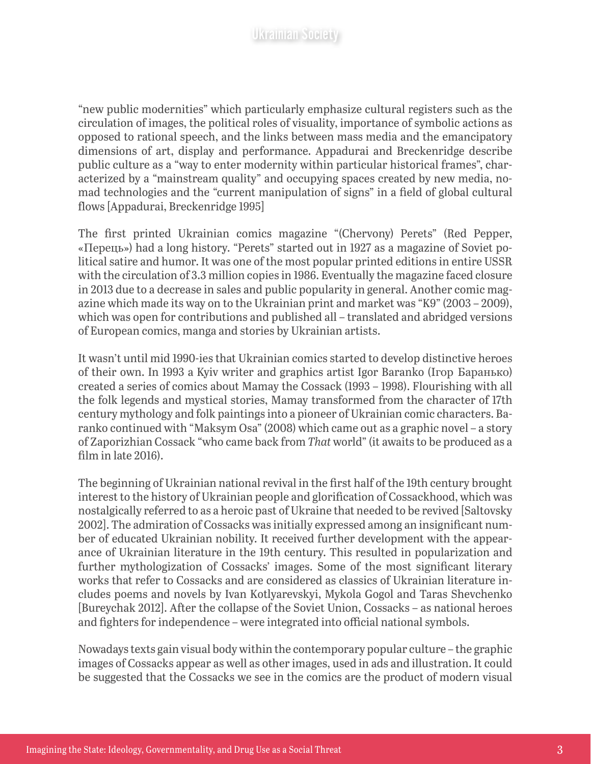"new public modernities" which particularly emphasize cultural registers such as the circulation of images, the political roles of visuality, importance of symbolic actions as opposed to rational speech, and the links between mass media and the emancipatory dimensions of art, display and performance. Appadurai and Breckenridge describe public culture as a "way to enter modernity within particular historical frames", characterized by a "mainstream quality" and occupying spaces created by new media, nomad technologies and the "current manipulation of signs" in a field of global cultural flows [Appadurai, Breckenridge 1995]

The first printed Ukrainian comics magazine "(Chervony) Perets" (Red Pepper, «Перець») had a long history. "Perets" started out in 1927 as a magazine of Soviet political satire and humor. It was one of the most popular printed editions in entire USSR with the circulation of 3.3 million copies in 1986. Eventually the magazine faced closure in 2013 due to a decrease in sales and public popularity in general. Another comic magazine which made its way on to the Ukrainian print and market was "K9" (2003 – 2009), which was open for contributions and published all – translated and abridged versions of European comics, manga and stories by Ukrainian artists.

It wasn't until mid 1990-ies that Ukrainian comics started to develop distinctive heroes of their own. In 1993 a Kyiv writer and graphics artist Igor Baranko (Ігор Баранько) created a series of comics about Mamay the Cossack (1993 – 1998). Flourishing with all the folk legends and mystical stories, Mamay transformed from the character of 17th century mythology and folk paintings into a pioneer of Ukrainian comic characters. Baranko continued with "Maksym Osa" (2008) which came out as a graphic novel – a story of Zaporizhian Cossack "who came back from *That* world" (it awaits to be produced as a film in late 2016).

The beginning of Ukrainian national revival in the first half of the 19th century brought interest to the history of Ukrainian people and glorification of Cossackhood, which was nostalgically referred to as a heroic past of Ukraine that needed to be revived [Saltovsky 2002]. The admiration of Cossacks was initially expressed among an insignificant number of educated Ukrainian nobility. It received further development with the appearance of Ukrainian literature in the 19th century. This resulted in popularization and further mythologization of Cossacks' images. Some of the most significant literary works that refer to Cossacks and are considered as classics of Ukrainian literature includes poems and novels by Ivan Kotlyarevskyi, Mykola Gogol and Taras Shevchenko [Bureychak 2012]. After the collapse of the Soviet Union, Cossacks – as national heroes and fighters for independence – were integrated into official national symbols.

Nowadays texts gain visual body within the contemporary popular culture – the graphic images of Cossacks appear as well as other images, used in ads and illustration. It could be suggested that the Cossacks we see in the comics are the product of modern visual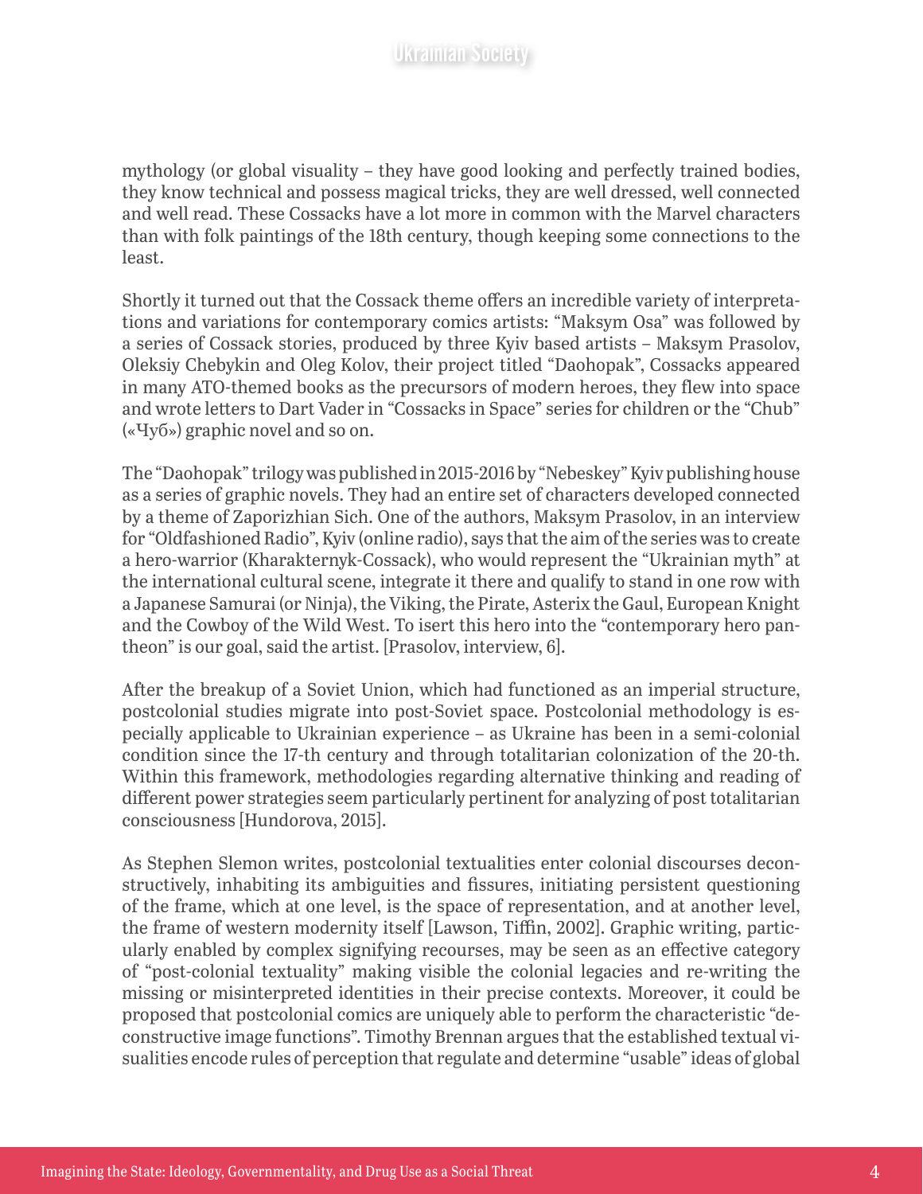mythology (or global visuality – they have good looking and perfectly trained bodies, they know technical and possess magical tricks, they are well dressed, well connected and well read. These Cossacks have a lot more in common with the Marvel characters than with folk paintings of the 18th century, though keeping some connections to the least.

Shortly it turned out that the Cossack theme offers an incredible variety of interpretations and variations for contemporary comics artists: "Maksym Osa" was followed by a series of Cossack stories, produced by three Kyiv based artists – Maksym Prasolov, Oleksiy Chebykin and Oleg Kolov, their project titled "Daohopak", Cossacks appeared in many ATO-themed books as the precursors of modern heroes, they flew into space and wrote letters to Dart Vader in "Cossacks in Space" series for children or the "Chub" («Чуб») graphic novel and so on.

The "Daohopak" trilogy was published in 2015-2016 by "Nebeskey" Kyiv publishing house as a series of graphic novels. They had an entire set of characters developed connected by a theme of Zaporizhian Sich. One of the authors, Maksym Prasolov, in an interview for "Oldfashioned Radio", Kyiv (online radio), says that the aim of the series was to create a hero-warrior (Kharakternyk-Cossack), who would represent the "Ukrainian myth" at the international cultural scene, integrate it there and qualify to stand in one row with a Japanese Samurai (or Ninja), the Viking, the Pirate, Asterix the Gaul, European Knight and the Cowboy of the Wild West. To isert this hero into the "contemporary hero pantheon" is our goal, said the artist. [Prasolov, interview, 6].

After the breakup of a Soviet Union, which had functioned as an imperial structure, postcolonial studies migrate into post-Soviet space. Postcolonial methodology is especially applicable to Ukrainian experience – as Ukraine has been in a semi-colonial condition since the 17-th century and through totalitarian colonization of the 20-th. Within this framework, methodologies regarding alternative thinking and reading of different power strategies seem particularly pertinent for analyzing of post totalitarian consciousness [Hundorova, 2015].

As Stephen Slemon writes, postcolonial textualities enter colonial discourses deconstructively, inhabiting its ambiguities and fissures, initiating persistent questioning of the frame, which at one level, is the space of representation, and at another level, the frame of western modernity itself [Lawson, Tiffin, 2002]. Graphic writing, particularly enabled by complex signifying recourses, may be seen as an effective category of "post-colonial textuality" making visible the colonial legacies and re-writing the missing or misinterpreted identities in their precise contexts. Moreover, it could be proposed that postcolonial comics are uniquely able to perform the characteristic "deconstructive image functions". Timothy Brennan argues that the established textual visualities encode rules of perception that regulate and determine "usable" ideas of global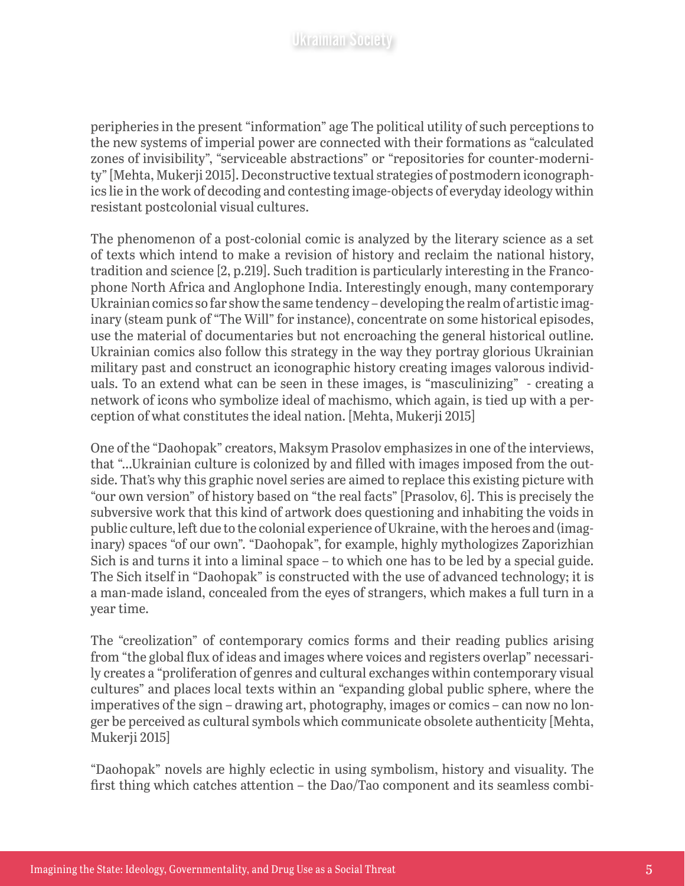peripheries in the present "information" age The political utility of such perceptions to the new systems of imperial power are connected with their formations as "calculated zones of invisibility", "serviceable abstractions" or "repositories for counter-modernity" [Mehta, Mukerji 2015]. Deconstructive textual strategies of postmodern iconographics lie in the work of decoding and contesting image-objects of everyday ideology within resistant postcolonial visual cultures.

The phenomenon of a post-colonial comic is analyzed by the literary science as a set of texts which intend to make a revision of history and reclaim the national history, tradition and science [2, p.219]. Such tradition is particularly interesting in the Francophone North Africa and Anglophone India. Interestingly enough, many contemporary Ukrainian comics so far show the same tendency – developing the realm of artistic imaginary (steam punk of "The Will" for instance), concentrate on some historical episodes, use the material of documentaries but not encroaching the general historical outline. Ukrainian comics also follow this strategy in the way they portray glorious Ukrainian military past and construct an iconographic history creating images valorous individuals. To an extend what can be seen in these images, is "masculinizing" - creating a network of icons who symbolize ideal of machismo, which again, is tied up with a perception of what constitutes the ideal nation. [Mehta, Mukerji 2015]

One of the "Daohopak" creators, Maksym Prasolov emphasizes in one of the interviews, that "...Ukrainian culture is colonized by and filled with images imposed from the outside. That's why this graphic novel series are aimed to replace this existing picture with "our own version" of history based on "the real facts" [Prasolov, 6]. This is precisely the subversive work that this kind of artwork does questioning and inhabiting the voids in public culture, left due to the colonial experience of Ukraine, with the heroes and (imaginary) spaces "of our own". "Daohopak", for example, highly mythologizes Zaporizhian Sich is and turns it into a liminal space – to which one has to be led by a special guide. The Sich itself in "Daohopak" is constructed with the use of advanced technology; it is a man-made island, concealed from the eyes of strangers, which makes a full turn in a year time.

The "creolization" of contemporary comics forms and their reading publics arising from "the global flux of ideas and images where voices and registers overlap" necessarily creates a "proliferation of genres and cultural exchanges within contemporary visual cultures" and places local texts within an "expanding global public sphere, where the imperatives of the sign – drawing art, photography, images or comics – can now no longer be perceived as cultural symbols which communicate obsolete authenticity [Mehta, Mukerji 2015]

"Daohopak" novels are highly eclectic in using symbolism, history and visuality. The first thing which catches attention – the Dao/Tao component and its seamless combi-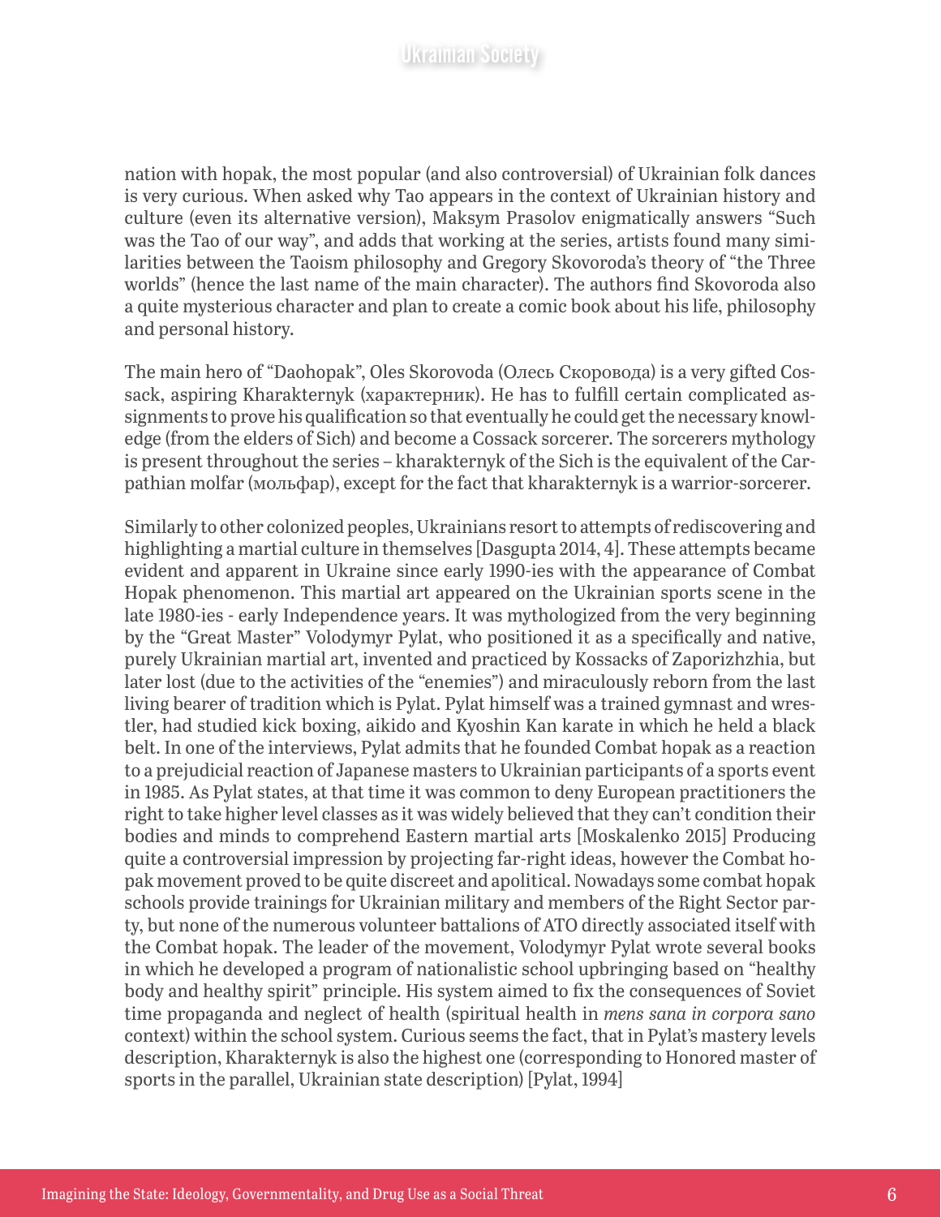nation with hopak, the most popular (and also controversial) of Ukrainian folk dances is very curious. When asked why Tao appears in the context of Ukrainian history and culture (even its alternative version), Maksym Prasolov enigmatically answers "Such was the Tao of our way", and adds that working at the series, artists found many similarities between the Taoism philosophy and Gregory Skovoroda's theory of "the Three worlds" (hence the last name of the main character). The authors find Skovoroda also a quite mysterious character and plan to create a comic book about his life, philosophy and personal history.

The main hero of "Daohopak", Oles Skorovoda (Олесь Скоровода) is a very gifted Cossack, aspiring Kharakternyk (характерник). He has to fulfill certain complicated assignments to prove his qualification so that eventually he could get the necessary knowledge (from the elders of Sich) and become a Cossack sorcerer. The sorcerers mythology is present throughout the series – kharakternyk of the Sich is the equivalent of the Carpathian molfar (мольфар), except for the fact that kharakternyk is a warrior-sorcerer.

Similarly to other colonized peoples, Ukrainians resort to attempts of rediscovering and highlighting a martial culture in themselves [Dasgupta 2014, 4]. These attempts became evident and apparent in Ukraine since early 1990-ies with the appearance of Combat Hopak phenomenon. This martial art appeared on the Ukrainian sports scene in the late 1980-ies - early Independence years. It was mythologized from the very beginning by the "Great Master" Volodymyr Pylat, who positioned it as a specifically and native, purely Ukrainian martial art, invented and practiced by Kossacks of Zaporizhzhia, but later lost (due to the activities of the "enemies") and miraculously reborn from the last living bearer of tradition which is Pylat. Pylat himself was a trained gymnast and wrestler, had studied kick boxing, aikido and Kyoshin Kan karate in which he held a black belt. In one of the interviews, Pylat admits that he founded Combat hopak as a reaction to a prejudicial reaction of Japanese masters to Ukrainian participants of a sports event in 1985. As Pylat states, at that time it was common to deny European practitioners the right to take higher level classes as it was widely believed that they can't condition their bodies and minds to comprehend Eastern martial arts [Moskalenko 2015] Producing quite a controversial impression by projecting far-right ideas, however the Combat hopak movement proved to be quite discreet and apolitical. Nowadays some combat hopak schools provide trainings for Ukrainian military and members of the Right Sector party, but none of the numerous volunteer battalions of ATO directly associated itself with the Combat hopak. The leader of the movement, Volodymyr Pylat wrote several books in which he developed a program of nationalistic school upbringing based on "healthy body and healthy spirit" principle. His system aimed to fix the consequences of Soviet time propaganda and neglect of health (spiritual health in *mens sana in corpora sano* context) within the school system. Curious seems the fact, that in Pylat's mastery levels description, Kharakternyk is also the highest one (corresponding to Honored master of sports in the parallel, Ukrainian state description) [Pylat, 1994]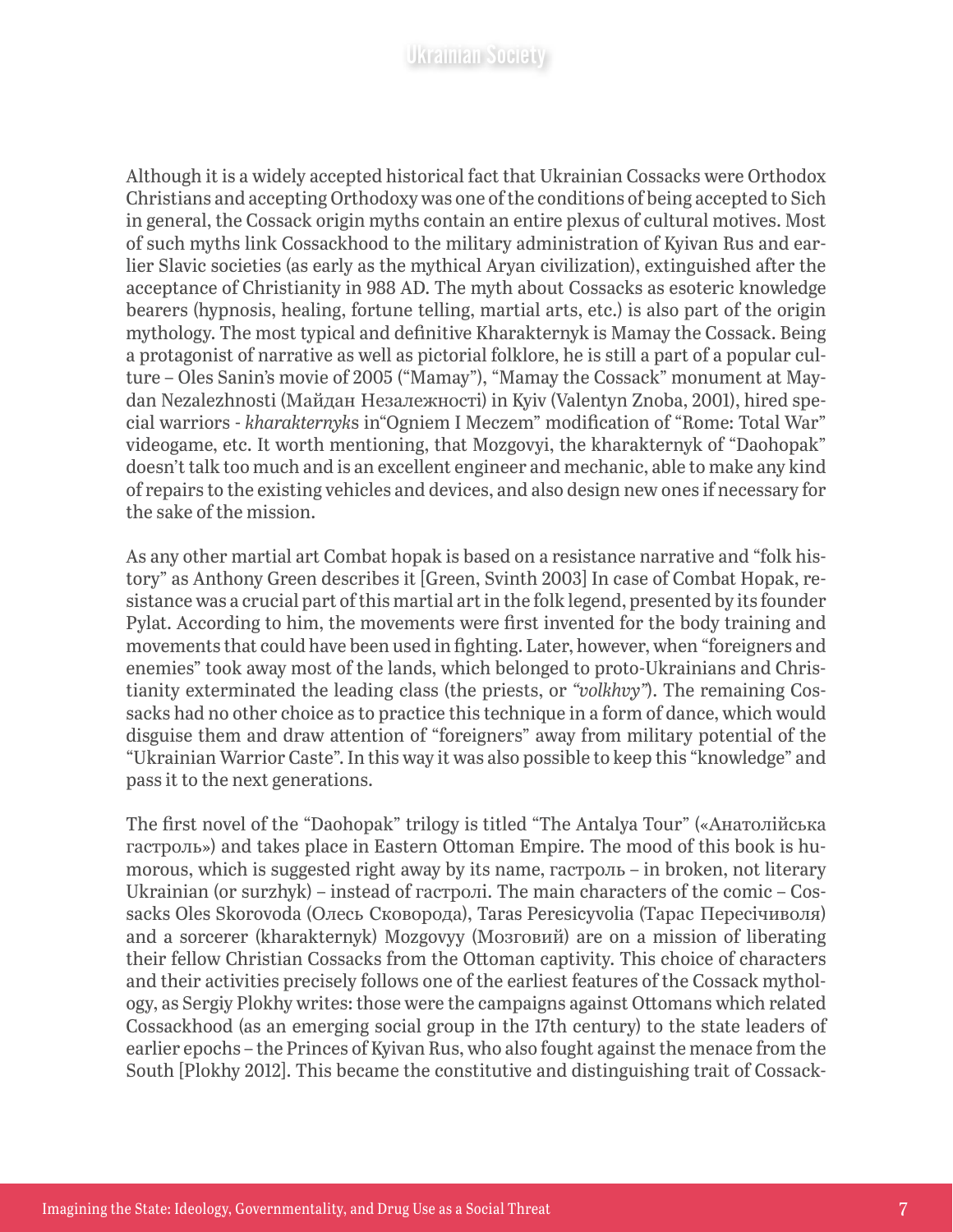Although it is a widely accepted historical fact that Ukrainian Cossacks were Orthodox Christians and accepting Orthodoxy was one of the conditions of being accepted to Sich in general, the Cossack origin myths contain an entire plexus of cultural motives. Most of such myths link Cossackhood to the military administration of Kyivan Rus and earlier Slavic societies (as early as the mythical Aryan civilization), extinguished after the acceptance of Christianity in 988 AD. The myth about Cossacks as esoteric knowledge bearers (hypnosis, healing, fortune telling, martial arts, etc.) is also part of the origin mythology. The most typical and definitive Kharakternyk is Mamay the Cossack. Being a protagonist of narrative as well as pictorial folklore, he is still a part of a popular culture – Oles Sanin's movie of 2005 ("Mamay"), "Mamay the Cossack" monument at Maydan Nezalezhnosti (Майдан Незалежності) in Kyiv (Valentyn Znoba, 2001), hired special warriors - *kharakternyk*s in"Ogniem I Meczem" modification of "Rome: Total War" videogame, etc. It worth mentioning, that Mozgovyi, the kharakternyk of "Daohopak" doesn't talk too much and is an excellent engineer and mechanic, able to make any kind of repairs to the existing vehicles and devices, and also design new ones if necessary for the sake of the mission.

As any other martial art Combat hopak is based on a resistance narrative and "folk history" as Anthony Green describes it [Green, Svinth 2003] In case of Combat Hopak, resistance was a crucial part of this martial art in the folk legend, presented by its founder Pylat. According to him, the movements were first invented for the body training and movements that could have been used in fighting. Later, however, when "foreigners and enemies" took away most of the lands, which belonged to proto-Ukrainians and Christianity exterminated the leading class (the priests, or *"volkhvy"*). The remaining Cossacks had no other choice as to practice this technique in a form of dance, which would disguise them and draw attention of "foreigners" away from military potential of the "Ukrainian Warrior Caste". In this way it was also possible to keep this "knowledge" and pass it to the next generations.

The first novel of the "Daohopak" trilogy is titled "The Antalya Tour" («Анатолійська гастроль») and takes place in Eastern Ottoman Empire. The mood of this book is humorous, which is suggested right away by its name, гастроль – in broken, not literary Ukrainian (or surzhyk) – instead of гастролі. The main characters of the comic – Cossacks Oles Skorovoda (Олесь Сковорода), Taras Peresicyvolia (Тарас Пересічиволя) and a sorcerer (kharakternyk) Mozgovyy (Мозговий) are on a mission of liberating their fellow Christian Cossacks from the Ottoman captivity. This choice of characters and their activities precisely follows one of the earliest features of the Cossack mythology, as Sergiy Plokhy writes: those were the campaigns against Ottomans which related Cossackhood (as an emerging social group in the 17th century) to the state leaders of earlier epochs – the Princes of Kyivan Rus, who also fought against the menace from the South [Plokhy 2012]. This became the constitutive and distinguishing trait of Cossack-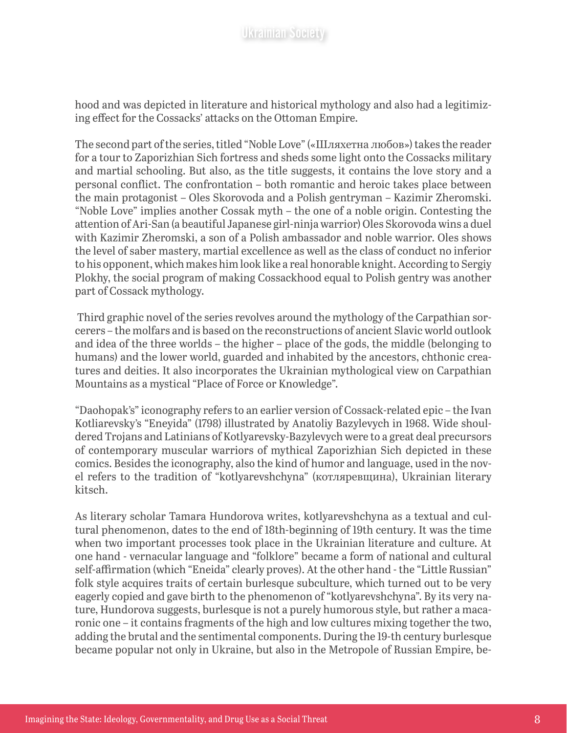hood and was depicted in literature and historical mythology and also had a legitimizing effect for the Cossacks' attacks on the Ottoman Empire.

The second part of the series, titled "Noble Love" («Шляхетна любов») takes the reader for a tour to Zaporizhian Sich fortress and sheds some light onto the Cossacks military and martial schooling. But also, as the title suggests, it contains the love story and a personal conflict. The confrontation – both romantic and heroic takes place between the main protagonist – Oles Skorovoda and a Polish gentryman – Kazimir Zheromski. "Noble Love" implies another Cossak myth – the one of a noble origin. Contesting the attention of Ari-San (a beautiful Japanese girl-ninja warrior) Oles Skorovoda wins a duel with Kazimir Zheromski, a son of a Polish ambassador and noble warrior. Oles shows the level of saber mastery, martial excellence as well as the class of conduct no inferior to his opponent, which makes him look like a real honorable knight. According to Sergiy Plokhy, the social program of making Cossackhood equal to Polish gentry was another part of Cossack mythology.

Third graphic novel of the series revolves around the mythology of the Carpathian sorcerers – the molfars and is based on the reconstructions of ancient Slavic world outlook and idea of the three worlds – the higher – place of the gods, the middle (belonging to humans) and the lower world, guarded and inhabited by the ancestors, chthonic creatures and deities. It also incorporates the Ukrainian mythological view on Carpathian Mountains as a mystical "Place of Force or Knowledge".

"Daohopak's" iconography refers to an earlier version of Cossack-related epic – the Ivan Kotliarevsky's "Eneyida" (1798) illustrated by Anatoliy Bazylevych in 1968. Wide shouldered Trojans and Latinians of Kotlyarevsky-Bazylevych were to a great deal precursors of contemporary muscular warriors of mythical Zaporizhian Sich depicted in these comics. Besides the iconography, also the kind of humor and language, used in the novel refers to the tradition of "kotlyarevshchyna" (котляревщина), Ukrainian literary kitsch.

As literary scholar Tamara Hundorova writes, kotlyarevshchyna as a textual and cultural phenomenon, dates to the end of 18th-beginning of 19th century. It was the time when two important processes took place in the Ukrainian literature and culture. At one hand - vernacular language and "folklore" became a form of national and cultural self-affirmation (which "Eneida" clearly proves). At the other hand - the "Little Russian" folk style acquires traits of certain burlesque subculture, which turned out to be very eagerly copied and gave birth to the phenomenon of "kotlyarevshchyna". By its very nature, Hundorova suggests, burlesque is not a purely humorous style, but rather a macaronic one – it contains fragments of the high and low cultures mixing together the two, adding the brutal and the sentimental components. During the 19-th century burlesque became popular not only in Ukraine, but also in the Metropole of Russian Empire, be-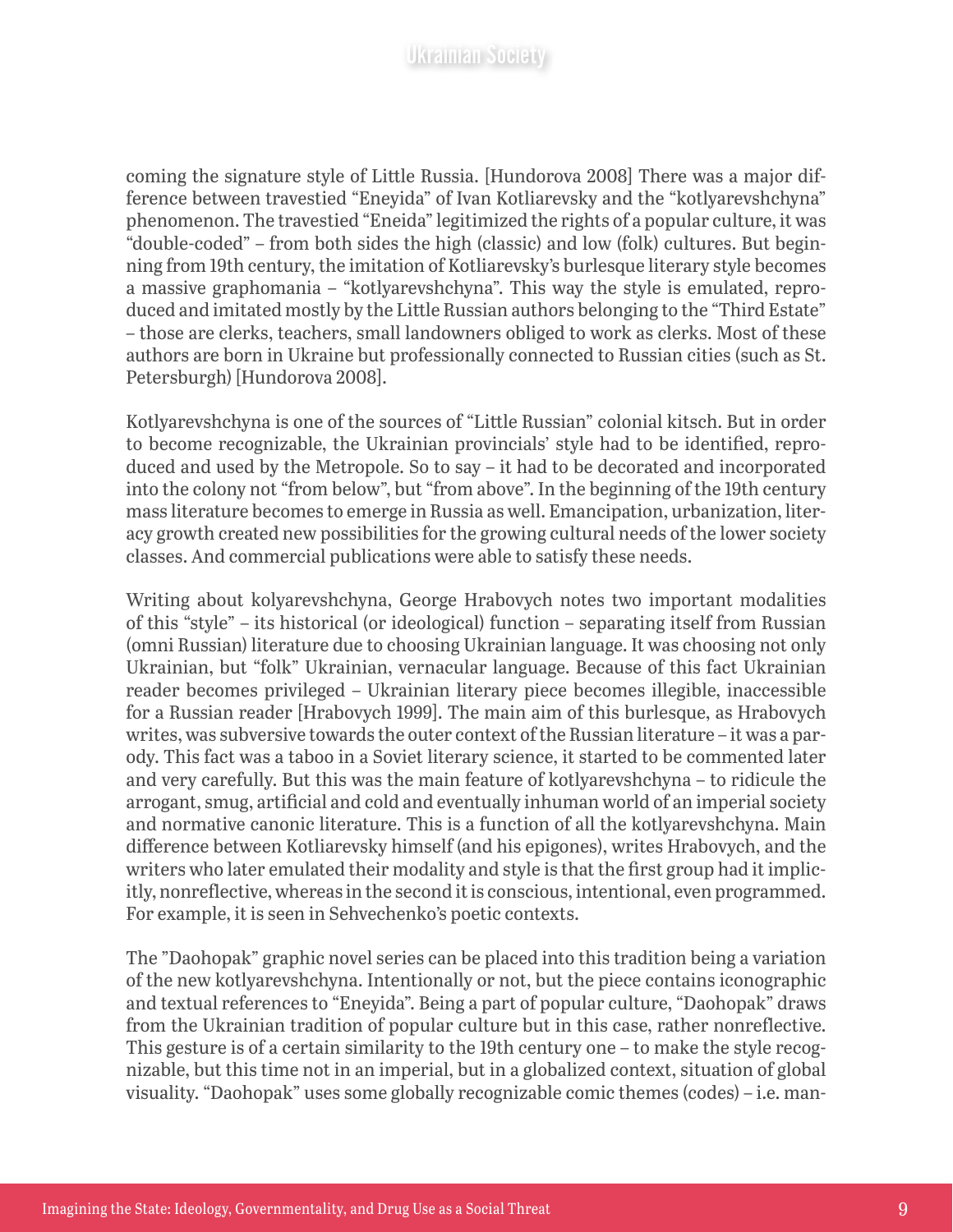coming the signature style of Little Russia. [Hundorova 2008] There was a major difference between travestied "Eneyida" of Ivan Kotliarevsky and the "kotlyarevshchyna" phenomenon. The travestied "Eneida" legitimized the rights of a popular culture, it was "double-coded" – from both sides the high (classic) and low (folk) cultures. But beginning from 19th century, the imitation of Kotliarevsky's burlesque literary style becomes a massive graphomania – "kotlyarevshchyna". This way the style is emulated, reproduced and imitated mostly by the Little Russian authors belonging to the "Third Estate" – those are clerks, teachers, small landowners obliged to work as clerks. Most of these authors are born in Ukraine but professionally connected to Russian cities (such as St. Petersburgh) [Hundorova 2008].

Kotlyarevshchyna is one of the sources of "Little Russian" colonial kitsch. But in order to become recognizable, the Ukrainian provincials' style had to be identified, reproduced and used by the Metropole. So to say – it had to be decorated and incorporated into the colony not "from below", but "from above". In the beginning of the 19th century mass literature becomes to emerge in Russia as well. Emancipation, urbanization, literacy growth created new possibilities for the growing cultural needs of the lower society classes. And commercial publications were able to satisfy these needs.

Writing about kolyarevshchyna, George Hrabovych notes two important modalities of this "style" – its historical (or ideological) function – separating itself from Russian (omni Russian) literature due to choosing Ukrainian language. It was choosing not only Ukrainian, but "folk" Ukrainian, vernacular language. Because of this fact Ukrainian reader becomes privileged – Ukrainian literary piece becomes illegible, inaccessible for a Russian reader [Hrabovych 1999]. The main aim of this burlesque, as Hrabovych writes, was subversive towards the outer context of the Russian literature – it was a parody. This fact was a taboo in a Soviet literary science, it started to be commented later and very carefully. But this was the main feature of kotlyarevshchyna – to ridicule the arrogant, smug, artificial and cold and eventually inhuman world of an imperial society and normative canonic literature. This is a function of all the kotlyarevshchyna. Main difference between Kotliarevsky himself (and his epigones), writes Hrabovych, and the writers who later emulated their modality and style is that the first group had it implicitly, nonreflective, whereas in the second it is conscious, intentional, even programmed. For example, it is seen in Sehvechenko's poetic contexts.

The "Daohopak" graphic novel series can be placed into this tradition being a variation of the new kotlyarevshchyna. Intentionally or not, but the piece contains iconographic and textual references to "Eneyida". Being a part of popular culture, "Daohopak" draws from the Ukrainian tradition of popular culture but in this case, rather nonreflective. This gesture is of a certain similarity to the 19th century one – to make the style recognizable, but this time not in an imperial, but in a globalized context, situation of global visuality. "Daohopak" uses some globally recognizable comic themes (codes) – i.e. man-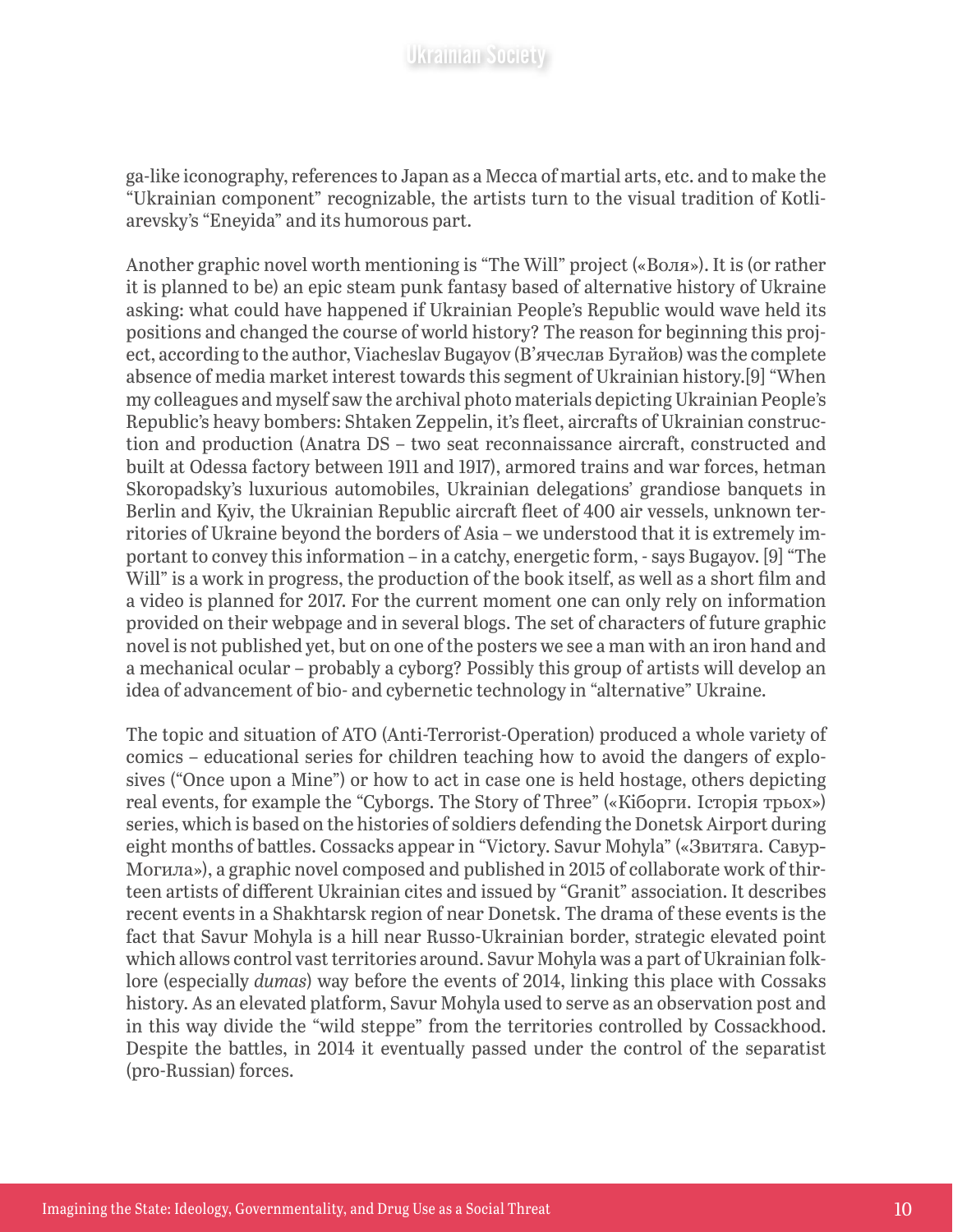ga-like iconography, references to Japan as a Mecca of martial arts, etc. and to make the "Ukrainian component" recognizable, the artists turn to the visual tradition of Kotliarevsky's "Eneyida" and its humorous part.

Another graphic novel worth mentioning is "The Will" project («Воля»). It is (or rather it is planned to be) an epic steam punk fantasy based of alternative history of Ukraine asking: what could have happened if Ukrainian People's Republic would wave held its positions and changed the course of world history? The reason for beginning this project, according to the author, Viacheslav Bugayov (В'ячеслав Бугайов) was the complete absence of media market interest towards this segment of Ukrainian history.[9] "When my colleagues and myself saw the archival photo materials depicting Ukrainian People's Republic's heavy bombers: Shtaken Zeppelin, it's fleet, aircrafts of Ukrainian construction and production (Anatra DS – two seat reconnaissance aircraft, constructed and built at Odessa factory between 1911 and 1917), armored trains and war forces, hetman Skoropadsky's luxurious automobiles, Ukrainian delegations' grandiose banquets in Berlin and Kyiv, the Ukrainian Republic aircraft fleet of 400 air vessels, unknown territories of Ukraine beyond the borders of Asia – we understood that it is extremely important to convey this information – in a catchy, energetic form, - says Bugayov. [9] "The Will" is a work in progress, the production of the book itself, as well as a short film and a video is planned for 2017. For the current moment one can only rely on information provided on their webpage and in several blogs. The set of characters of future graphic novel is not published yet, but on one of the posters we see a man with an iron hand and a mechanical ocular – probably a cyborg? Possibly this group of artists will develop an idea of advancement of bio- and cybernetic technology in "alternative" Ukraine.

The topic and situation of ATO (Anti-Terrorist-Operation) produced a whole variety of comics – educational series for children teaching how to avoid the dangers of explosives ("Once upon a Mine") or how to act in case one is held hostage, others depicting real events, for example the "Cyborgs. The Story of Three" («Кіборги. Історія трьох») series, which is based on the histories of soldiers defending the Donetsk Airport during eight months of battles. Cossacks appear in "Victory. Savur Mohyla" («Звитяга. Савур-Могила»), a graphic novel composed and published in 2015 of collaborate work of thirteen artists of different Ukrainian cites and issued by "Granit" association. It describes recent events in a Shakhtarsk region of near Donetsk. The drama of these events is the fact that Savur Mohyla is a hill near Russo-Ukrainian border, strategic elevated point which allows control vast territories around. Savur Mohyla was a part of Ukrainian folklore (especially *dumas*) way before the events of 2014, linking this place with Cossaks history. As an elevated platform, Savur Mohyla used to serve as an observation post and in this way divide the "wild steppe" from the territories controlled by Cossackhood. Despite the battles, in 2014 it eventually passed under the control of the separatist (pro-Russian) forces.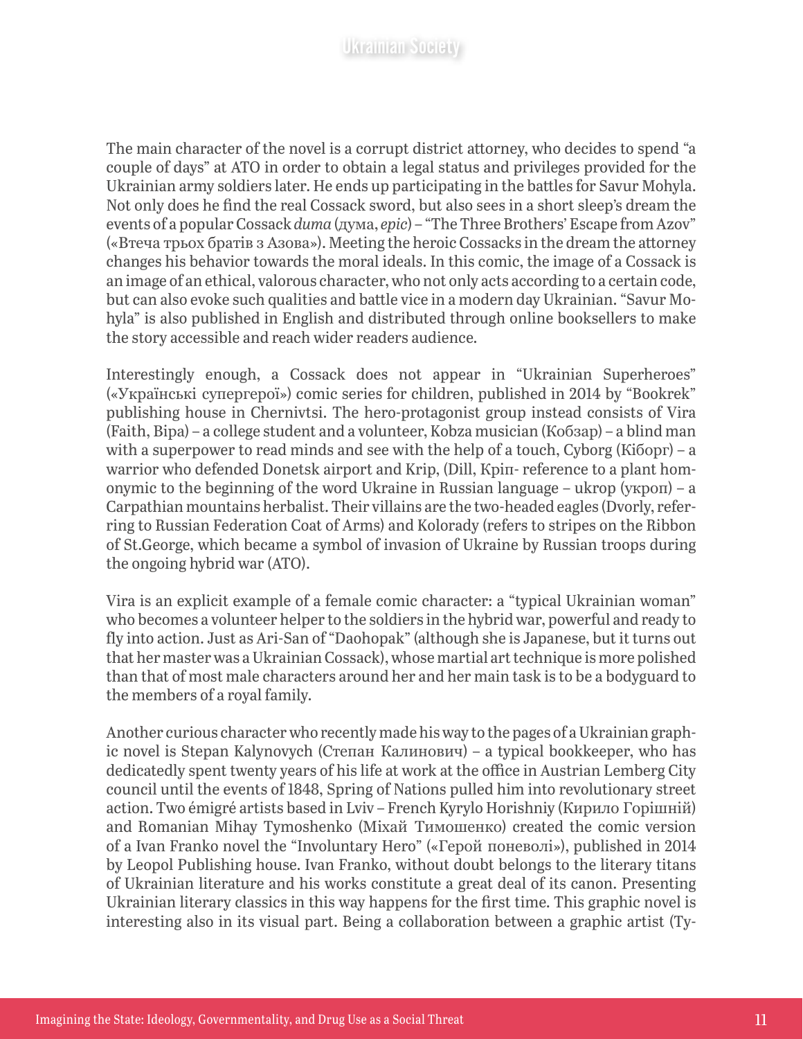The main character of the novel is a corrupt district attorney, who decides to spend "a couple of days" at ATO in order to obtain a legal status and privileges provided for the Ukrainian army soldiers later. He ends up participating in the battles for Savur Mohyla. Not only does he find the real Cossack sword, but also sees in a short sleep's dream the events of a popular Cossack *duma* (дума, *epic*) – "The Three Brothers' Escape from Azov" («Втеча трьох братів з Азова»). Meeting the heroic Cossacks in the dream the attorney changes his behavior towards the moral ideals. In this comic, the image of a Cossack is an image of an ethical, valorous character, who not only acts according to a certain code, but can also evoke such qualities and battle vice in a modern day Ukrainian. "Savur Mohyla" is also published in English and distributed through online booksellers to make the story accessible and reach wider readers audience.

Interestingly enough, a Cossack does not appear in "Ukrainian Superheroes" («Українські супергерої») comic series for children, published in 2014 by "Bookrek" publishing house in Chernivtsi. The hero-protagonist group instead consists of Vira (Faith, Віра) – a college student and a volunteer, Kobza musician (Кобзар) – a blind man with a superpower to read minds and see with the help of a touch, Cyborg (Кіборг) – a warrior who defended Donetsk airport and Krip, (Dill, Кріп- reference to a plant homonymic to the beginning of the word Ukraine in Russian language – ukrop (укроп) – a Carpathian mountains herbalist. Their villains are the two-headed eagles (Dvorly, referring to Russian Federation Coat of Arms) and Kolorady (refers to stripes on the Ribbon of St.George, which became a symbol of invasion of Ukraine by Russian troops during the ongoing hybrid war (ATO).

Vira is an explicit example of a female comic character: a "typical Ukrainian woman" who becomes a volunteer helper to the soldiers in the hybrid war, powerful and ready to fly into action. Just as Ari-San of "Daohopak" (although she is Japanese, but it turns out that her master was a Ukrainian Cossack), whose martial art technique is more polished than that of most male characters around her and her main task is to be a bodyguard to the members of a royal family.

Another curious character who recently made his way to the pages of a Ukrainian graphic novel is Stepan Kalynovych (Степан Калинович) – a typical bookkeeper, who has dedicatedly spent twenty years of his life at work at the office in Austrian Lemberg City council until the events of 1848, Spring of Nations pulled him into revolutionary street action. Two émigré artists based in Lviv – French Kyrylo Horishniy (Кирило Горішній) and Romanian Mihay Tymoshenko (Міхай Тимошенко) created the comic version of a Ivan Franko novel the "Involuntary Hero" («Герой поневолі»), published in 2014 by Leopol Publishing house. Ivan Franko, without doubt belongs to the literary titans of Ukrainian literature and his works constitute a great deal of its canon. Presenting Ukrainian literary classics in this way happens for the first time. This graphic novel is interesting also in its visual part. Being a collaboration between a graphic artist (Ty-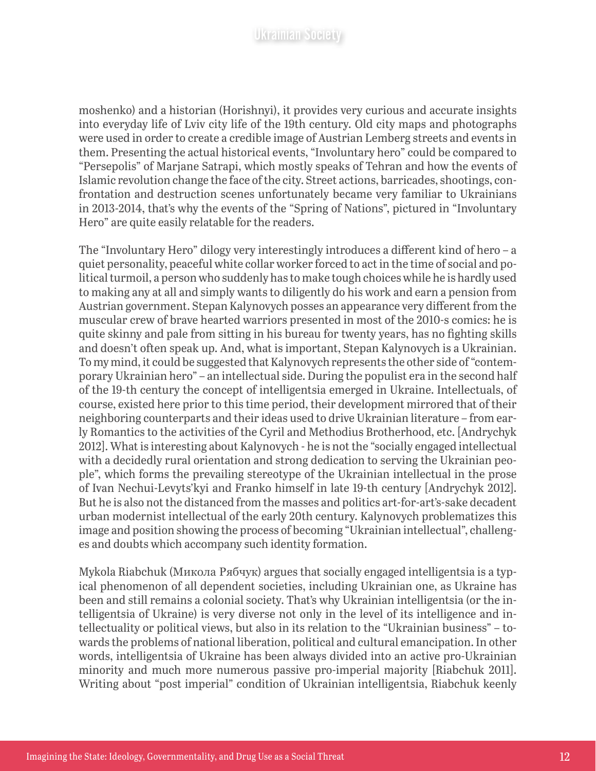moshenko) and a historian (Horishnyi), it provides very curious and accurate insights into everyday life of Lviv city life of the 19th century. Old city maps and photographs were used in order to create a credible image of Austrian Lemberg streets and events in them. Presenting the actual historical events, "Involuntary hero" could be compared to "Persepolis" of Marjane Satrapi, which mostly speaks of Tehran and how the events of Islamic revolution change the face of the city. Street actions, barricades, shootings, confrontation and destruction scenes unfortunately became very familiar to Ukrainians in 2013-2014, that's why the events of the "Spring of Nations", pictured in "Involuntary Hero" are quite easily relatable for the readers.

The "Involuntary Hero" dilogy very interestingly introduces a different kind of hero – a quiet personality, peaceful white collar worker forced to act in the time of social and political turmoil, a person who suddenly has to make tough choices while he is hardly used to making any at all and simply wants to diligently do his work and earn a pension from Austrian government. Stepan Kalynovych posses an appearance very different from the muscular crew of brave hearted warriors presented in most of the 2010-s comics: he is quite skinny and pale from sitting in his bureau for twenty years, has no fighting skills and doesn't often speak up. And, what is important, Stepan Kalynovych is a Ukrainian. To my mind, it could be suggested that Kalynovych represents the other side of "contemporary Ukrainian hero" – an intellectual side. During the populist era in the second half of the 19-th century the concept of intelligentsia emerged in Ukraine. Intellectuals, of course, existed here prior to this time period, their development mirrored that of their neighboring counterparts and their ideas used to drive Ukrainian literature – from early Romantics to the activities of the Cyril and Methodius Brotherhood, etc. [Andrychyk 2012]. What is interesting about Kalynovych - he is not the "socially engaged intellectual with a decidedly rural orientation and strong dedication to serving the Ukrainian people", which forms the prevailing stereotype of the Ukrainian intellectual in the prose of Ivan Nechui-Levyts'kyi and Franko himself in late 19-th century [Andrychyk 2012]. But he is also not the distanced from the masses and politics art-for-art's-sake decadent urban modernist intellectual of the early 20th century. Kalynovych problematizes this image and position showing the process of becoming "Ukrainian intellectual", challenges and doubts which accompany such identity formation.

Mykola Riabchuk (Микола Рябчук) argues that socially engaged intelligentsia is a typical phenomenon of all dependent societies, including Ukrainian one, as Ukraine has been and still remains a colonial society. That's why Ukrainian intelligentsia (or the intelligentsia of Ukraine) is very diverse not only in the level of its intelligence and intellectuality or political views, but also in its relation to the "Ukrainian business" – towards the problems of national liberation, political and cultural emancipation. In other words, intelligentsia of Ukraine has been always divided into an active pro-Ukrainian minority and much more numerous passive pro-imperial majority [Riabchuk 2011]. Writing about "post imperial" condition of Ukrainian intelligentsia, Riabchuk keenly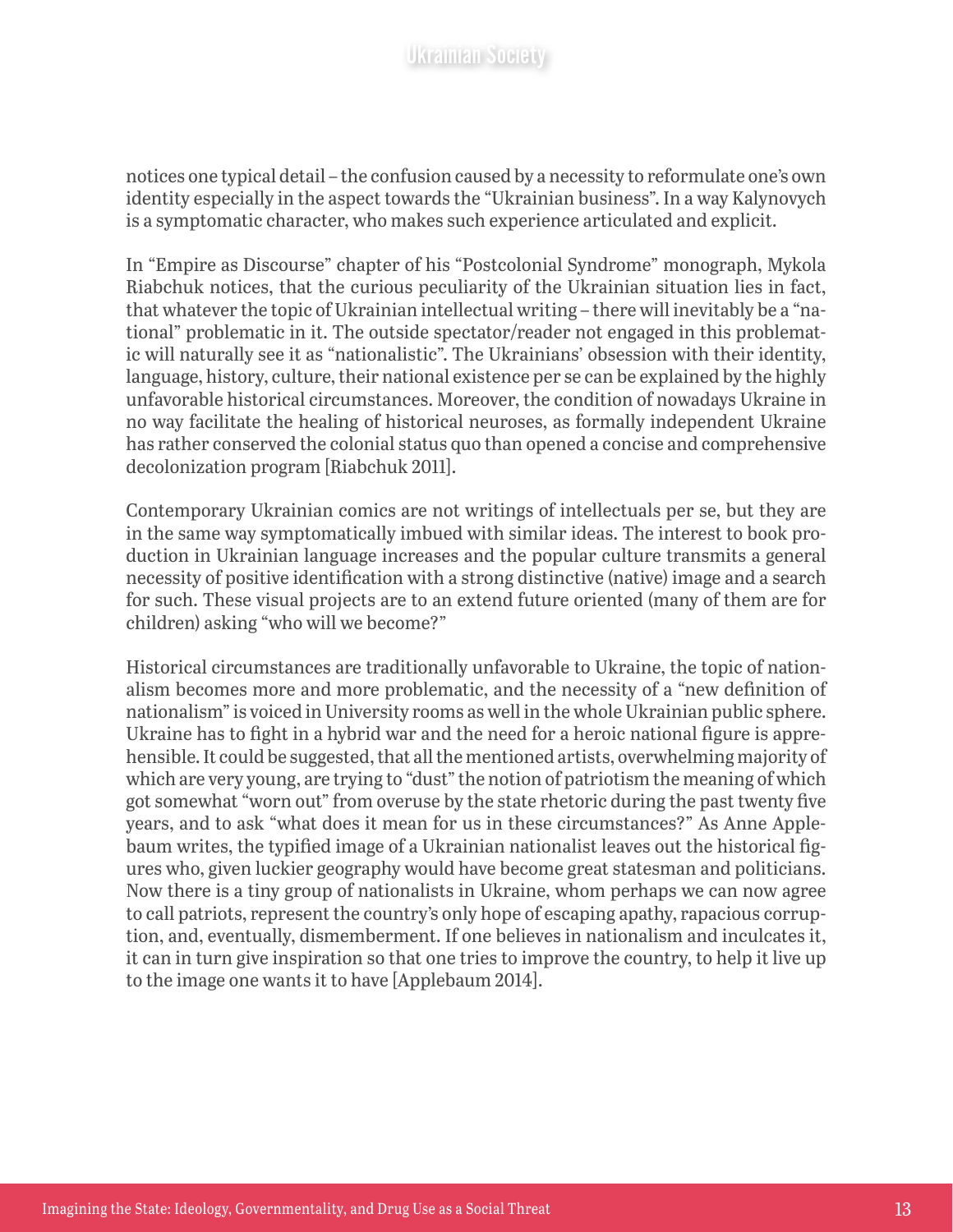notices one typical detail – the confusion caused by a necessity to reformulate one's own identity especially in the aspect towards the "Ukrainian business". In a way Kalynovych is a symptomatic character, who makes such experience articulated and explicit.

In "Empire as Discourse" chapter of his "Postcolonial Syndrome" monograph, Mykola Riabchuk notices, that the curious peculiarity of the Ukrainian situation lies in fact, that whatever the topic of Ukrainian intellectual writing – there will inevitably be a "national" problematic in it. The outside spectator/reader not engaged in this problematic will naturally see it as "nationalistic". The Ukrainians' obsession with their identity, language, history, culture, their national existence per se can be explained by the highly unfavorable historical circumstances. Moreover, the condition of nowadays Ukraine in no way facilitate the healing of historical neuroses, as formally independent Ukraine has rather conserved the colonial status quo than opened a concise and comprehensive decolonization program [Riabchuk 2011].

Contemporary Ukrainian comics are not writings of intellectuals per se, but they are in the same way symptomatically imbued with similar ideas. The interest to book production in Ukrainian language increases and the popular culture transmits a general necessity of positive identification with a strong distinctive (native) image and a search for such. These visual projects are to an extend future oriented (many of them are for children) asking "who will we become?"

Historical circumstances are traditionally unfavorable to Ukraine, the topic of nationalism becomes more and more problematic, and the necessity of a "new definition of nationalism" is voiced in University rooms as well in the whole Ukrainian public sphere. Ukraine has to fight in a hybrid war and the need for a heroic national figure is apprehensible. It could be suggested, that all the mentioned artists, overwhelming majority of which are very young, are trying to "dust" the notion of patriotism the meaning of which got somewhat "worn out" from overuse by the state rhetoric during the past twenty five years, and to ask "what does it mean for us in these circumstances?" As Anne Applebaum writes, the typified image of a Ukrainian nationalist leaves out the historical figures who, given luckier geography would have become great statesman and politicians. Now there is a tiny group of nationalists in Ukraine, whom perhaps we can now agree to call patriots, represent the country's only hope of escaping apathy, rapacious corruption, and, eventually, dismemberment. If one believes in nationalism and inculcates it, it can in turn give inspiration so that one tries to improve the country, to help it live up to the image one wants it to have [Applebaum 2014].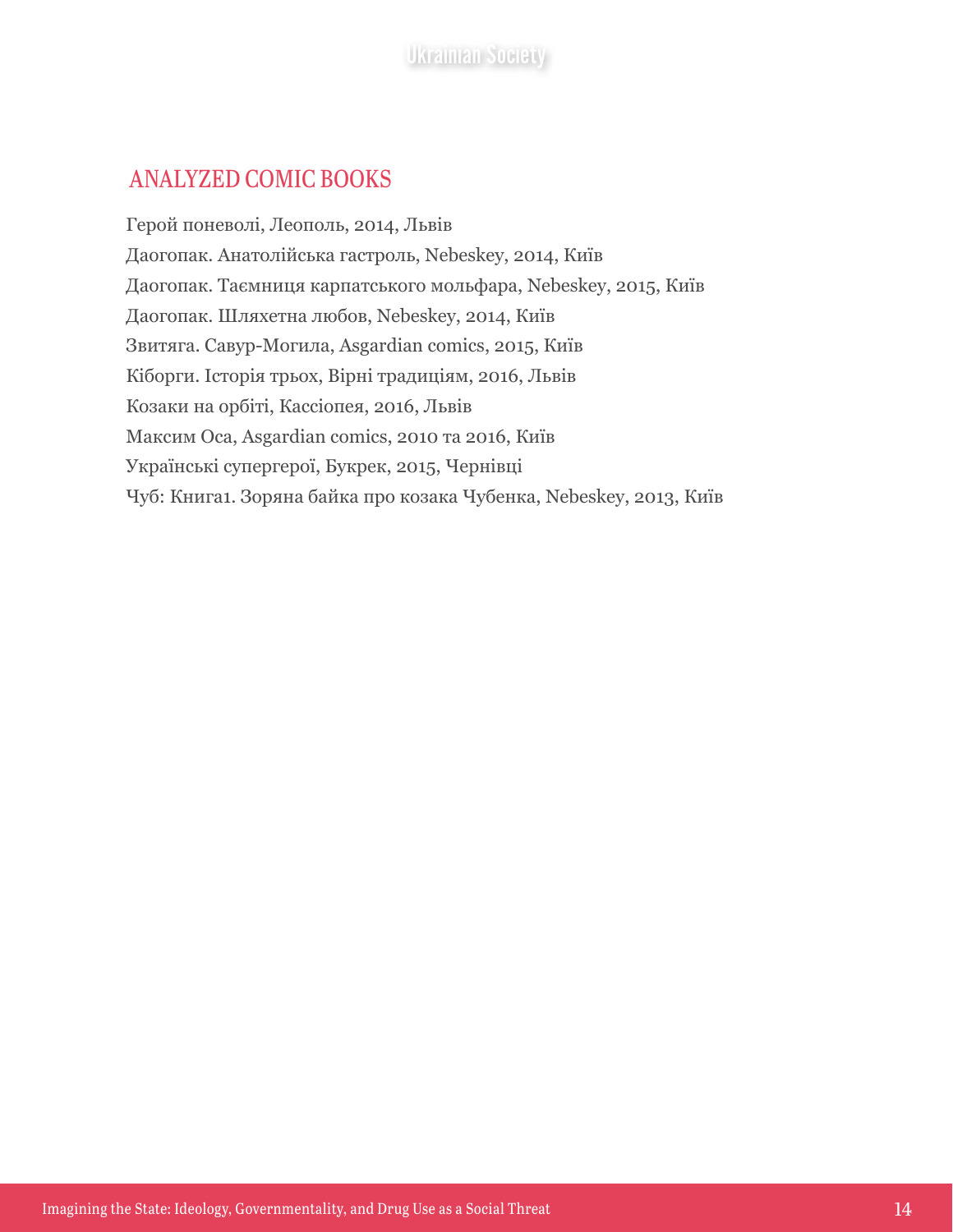## ANALYZED COMIC BOOKS

Герой поневолі, Леополь, 2014, Львів

Даогопак. Анатолійська гастроль, Nebeskey, 2014, Київ

Даогопак. Таємниця карпатського мольфара, Nebeskey, 2015, Київ

Даогопак. Шляхетна любов, Nebeskey, 2014, Київ

Звитяга. Савур-Могила, Asgardian comics, 2015, Київ

Кіборги. Історія трьох, Вірні традиціям, 2016, Львів

Козаки на орбіті, Кассіопея, 2016, Львів

Максим Оса, Asgardian comics, 2010 та 2016, Київ

Українські супергерої, Букрек, 2015, Чернівці

Чуб: Книга1. Зоряна байка про козака Чубенка, Nebeskey, 2013, Київ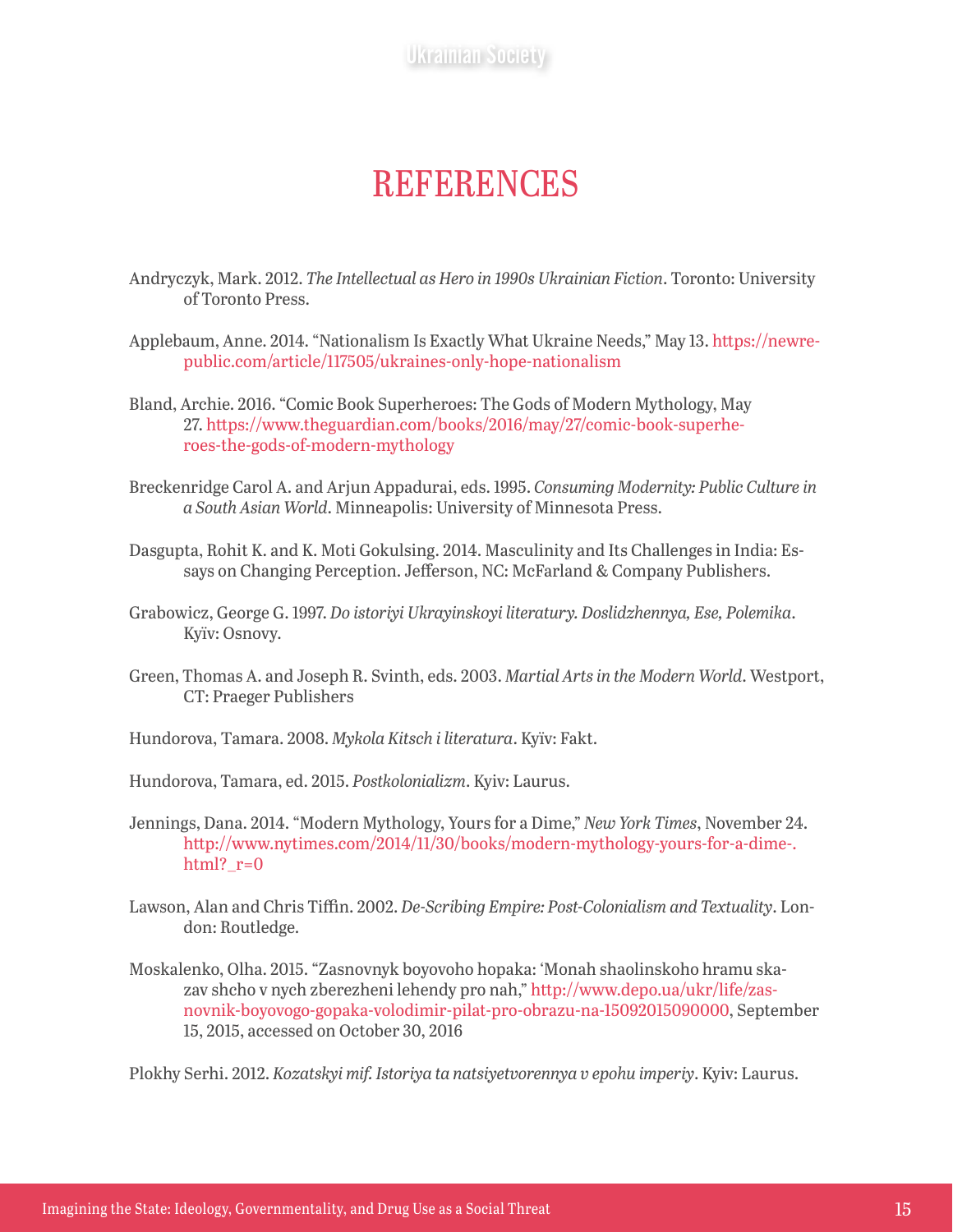# REFERENCES

Andryczyk, Mark. 2012. *The Intellectual as Hero in 1990s Ukrainian Fiction*. Toronto: University of Toronto Press.

Applebaum, Anne. 2014. "Nationalism Is Exactly What Ukraine Needs," May 13. https://newrepublic.com/article/117505/ukraines-only-hope-nationalism

Bland, Archie. 2016. "Comic Book Superheroes: The Gods of Modern Mythology, May 27. https://www.theguardian.com/books/2016/may/27/comic-book-superheroes-the-gods-of-modern-mythology

Breckenridge Carol A. and Arjun Appadurai, eds. 1995. *Consuming Modernity: Public Culture in a South Asian World*. Minneapolis: University of Minnesota Press.

Dasgupta, Rohit K. and K. Moti Gokulsing. 2014. Masculinity and Its Challenges in India: Essays on Changing Perception. Jefferson, NC: McFarland & Company Publishers.

Grabowicz, George G. 1997. *Do istoriyi Ukrayinskoyi literatury. Doslidzhennya, Ese, Polemika*. Kyïv: Osnovy.

Green, Thomas A. and Joseph R. Svinth, eds. 2003. *Martial Arts in the Modern World*. Westport, CT: Praeger Publishers

Hundorova, Tamara. 2008. *Mykola Kitsch i literatura*. Kyïv: Fakt.

Hundorova, Tamara, ed. 2015. *Postkolonializm*. Kyiv: Laurus.

Jennings, Dana. 2014. "Modern Mythology, Yours for a Dime," *New York Times*, November 24. http://www.nytimes.com/2014/11/30/books/modern-mythology-yours-for-a-dime-.html?_r=0

Lawson, Alan and Chris Tiffin. 2002. *De-Scribing Empire: Post-Colonialism and Textuality*. London: Routledge.

Moskalenko, Olha. 2015. "Zasnovnyk boyovoho hopaka: 'Monah shaolinskoho hramu skazav shcho v nych zberezheni lehendy pro nah," http://www.depo.ua/ukr/life/zasnovnik-boyovogo-gopaka-volodimir-pilat-pro-obrazu-na-15092015090000, September 15, 2015, accessed on October 30, 2016

Plokhy Serhi. 2012. *Kozatskyi mif. Istoriya ta natsiyetvorennya v epohu imperiy*. Kyiv: Laurus.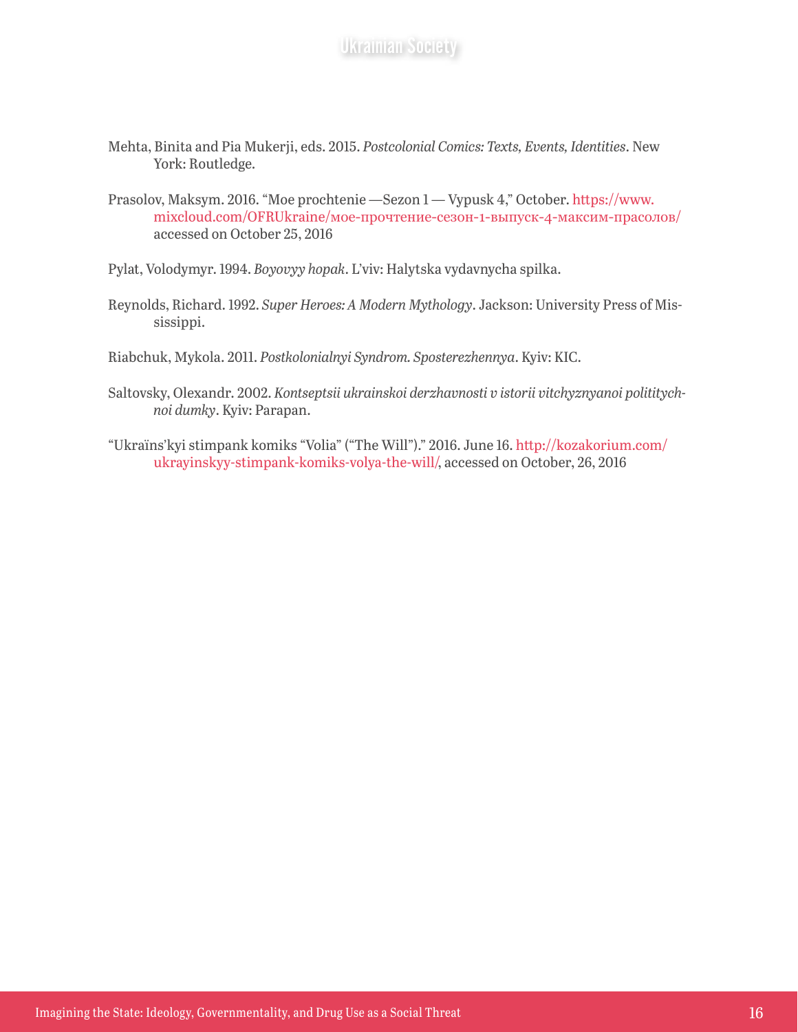Mehta, Binita and Pia Mukerji, eds. 2015. *Postcolonial Comics: Texts, Events, Identities*. New York: Routledge.

Prasolov, Maksym. 2016. "Moe prochtenie —Sezon 1 — Vypusk 4," October. https://www.mixcloud.com/OFRUkraine/мое-прочтение-сезон-1-выпуск-4-максим-прасолов/ accessed on October 25, 2016

Pylat, Volodymyr. 1994. *Boyovyy hopak*. L'viv: Halytska vydavnycha spilka.

Reynolds, Richard. 1992. *Super Heroes: A Modern Mythology*. Jackson: University Press of Mississippi.

Riabchuk, Mykola. 2011. *Postkolonialnyi Syndrom. Sposterezhennya*. Kyiv: KIC.

Saltovsky, Olexandr. 2002. *Kontseptsii ukrainskoi derzhavnosti v istorii vitchyznyanoi polititychnoi dumky*. Kyiv: Parapan.

"Ukraïns'kyi stimpank komiks "Volia" ("The Will")." 2016. June 16. http://kozakorium.com/ukrayinskyy-stimpank-komiks-volya-the-will/, accessed on October, 26, 2016